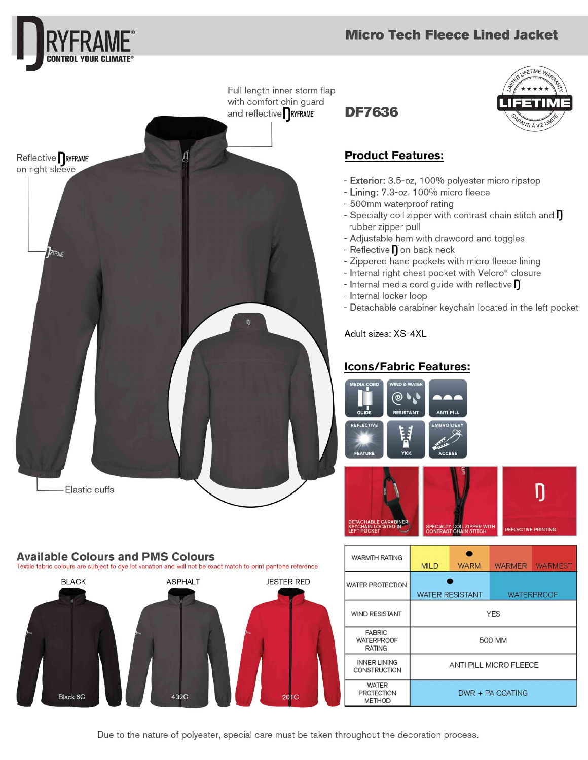# DRYFRAME
CONTROL YOUR CLIMATE®

## Micro Tech Fleece Lined Jacket

Full length inner storm flap with comfort chin guard and reflective DRYFRAME

Reflective DRYFRAME on right sleeve

Elastic cuffs

**DF7636**

LIMITED LIFETIME WARRANTY — LIFETIME — GARANTI À VIE LIMITÉE

## Product Features:

- **Exterior:** 3.5-oz, 100% polyester micro ripstop
- **Lining:** 7.3-oz, 100% micro fleece
- 500mm waterproof rating
- Specialty coil zipper with contrast chain stitch and D rubber zipper pull
- Adjustable hem with drawcord and toggles
- Reflective D on back neck
- Zippered hand pockets with micro fleece lining
- Internal right chest pocket with Velcro® closure
- Internal media cord guide with reflective D
- Internal locker loop
- Detachable carabiner keychain located in the left pocket

Adult sizes: XS-4XL

## Icons/Fabric Features:

MEDIA CORD GUIDE | WIND & WATER RESISTANT | ANTI-PILL | REFLECTIVE FEATURE | YKK | EMBROIDERY ACCESS

DETACHABLE CARABINER KEYCHAIN LOCATED IN LEFT POCKET

SPECIALTY COIL ZIPPER WITH CONTRAST CHAIN STITCH

REFLECTIVE PRINTING

## Available Colours and PMS Colours

Textile fabric colours are subject to dye lot variation and will not be exact match to print pantone reference

| BLACK | ASPHALT | JESTER RED |
|---|---|---|
| Black 6C | 432C | 201C |

| | | | | |
|---|---|---|---|---|
| WARMTH RATING | MILD | WARM ● | WARMER | WARMEST |
| WATER PROTECTION | WATER RESISTANT ● | | WATERPROOF | |
| WIND RESISTANT | YES | | | |
| FABRIC WATERPROOF RATING | 500 MM | | | |
| INNER LINING CONSTRUCTION | ANTI PILL MICRO FLEECE | | | |
| WATER PROTECTION METHOD | DWR + PA COATING | | | |

Due to the nature of polyester, special care must be taken throughout the decoration process.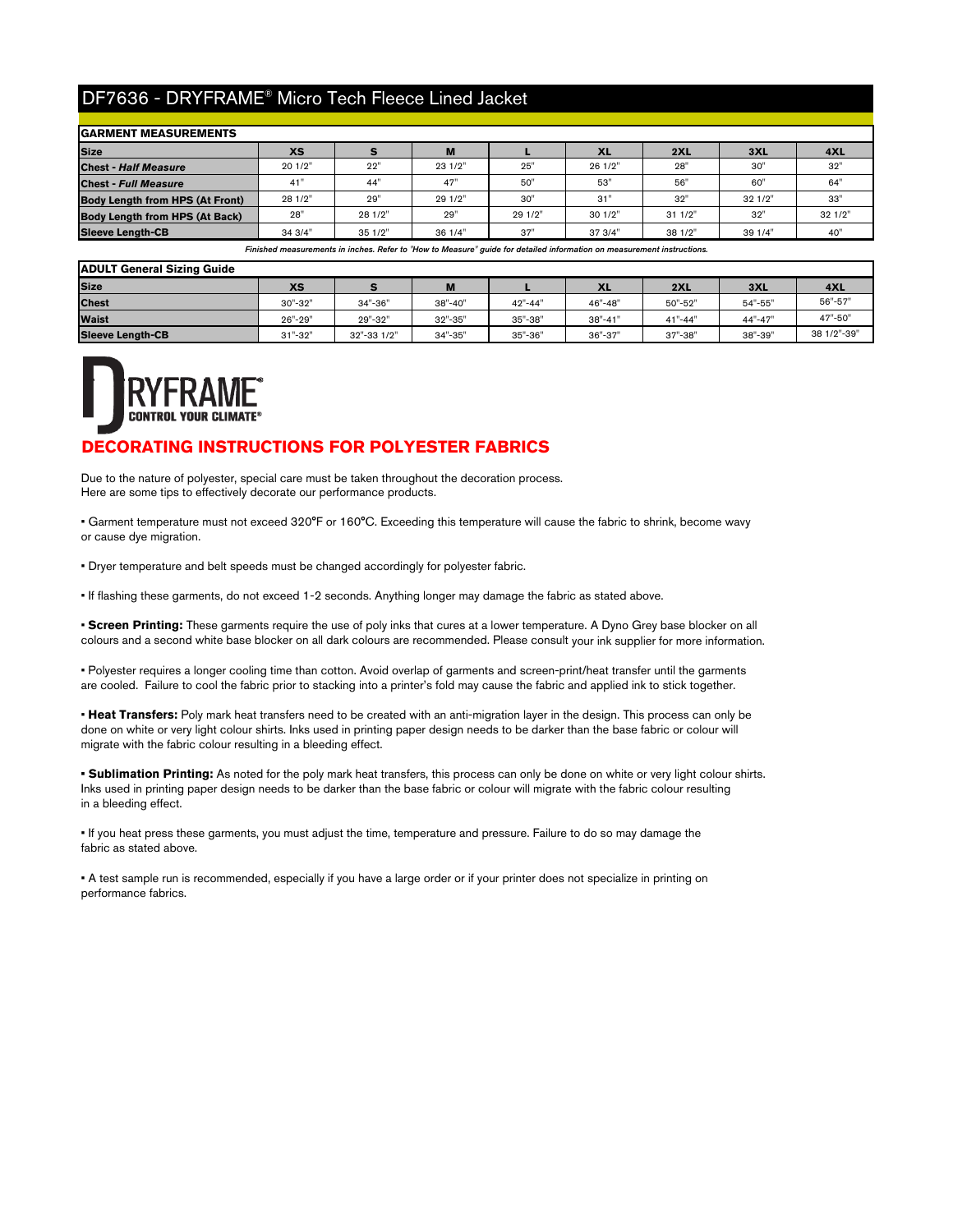# DF7636 - DRYFRAME® Micro Tech Fleece Lined Jacket

**GARMENT MEASUREMENTS**

| Size | XS | S | M | L | XL | 2XL | 3XL | 4XL |
|---|---|---|---|---|---|---|---|---|
| Chest - *Half Measure* | 20 1/2" | 22" | 23 1/2" | 25" | 26 1/2" | 28" | 30" | 32" |
| Chest - *Full Measure* | 41" | 44" | 47" | 50" | 53" | 56" | 60" | 64" |
| Body Length from HPS (At Front) | 28 1/2" | 29" | 29 1/2" | 30" | 31" | 32" | 32 1/2" | 33" |
| Body Length from HPS (At Back) | 28" | 28 1/2" | 29" | 29 1/2" | 30 1/2" | 31 1/2" | 32" | 32 1/2" |
| Sleeve Length-CB | 34 3/4" | 35 1/2" | 36 1/4" | 37" | 37 3/4" | 38 1/2" | 39 1/4" | 40" |

*Finished measurements in inches. Refer to "How to Measure" guide for detailed information on measurement instructions.*

**ADULT General Sizing Guide**

| Size | XS | S | M | L | XL | 2XL | 3XL | 4XL |
|---|---|---|---|---|---|---|---|---|
| Chest | 30"-32" | 34"-36" | 38"-40" | 42"-44" | 46"-48" | 50"-52" | 54"-55" | 56"-57" |
| Waist | 26"-29" | 29"-32" | 32"-35" | 35"-38" | 38"-41" | 41"-44" | 44"-47" | 47"-50" |
| Sleeve Length-CB | 31"-32" | 32"-33 1/2" | 34"-35" | 35"-36" | 36"-37" | 37"-38" | 38"-39" | 38 1/2"-39" |

DRYFRAME®
CONTROL YOUR CLIMATE®

## DECORATING INSTRUCTIONS FOR POLYESTER FABRICS

Due to the nature of polyester, special care must be taken throughout the decoration process.
Here are some tips to effectively decorate our performance products.

- Garment temperature must not exceed 320°F or 160°C. Exceeding this temperature will cause the fabric to shrink, become wavy or cause dye migration.

- Dryer temperature and belt speeds must be changed accordingly for polyester fabric.

- If flashing these garments, do not exceed 1-2 seconds. Anything longer may damage the fabric as stated above.

- **Screen Printing:** These garments require the use of poly inks that cures at a lower temperature. A Dyno Grey base blocker on all colours and a second white base blocker on all dark colours are recommended. Please consult your ink supplier for more information.

- Polyester requires a longer cooling time than cotton. Avoid overlap of garments and screen-print/heat transfer until the garments are cooled. Failure to cool the fabric prior to stacking into a printer's fold may cause the fabric and applied ink to stick together.

- **Heat Transfers:** Poly mark heat transfers need to be created with an anti-migration layer in the design. This process can only be done on white or very light colour shirts. Inks used in printing paper design needs to be darker than the base fabric or colour will migrate with the fabric colour resulting in a bleeding effect.

- **Sublimation Printing:** As noted for the poly mark heat transfers, this process can only be done on white or very light colour shirts. Inks used in printing paper design needs to be darker than the base fabric or colour will migrate with the fabric colour resulting in a bleeding effect.

- If you heat press these garments, you must adjust the time, temperature and pressure. Failure to do so may damage the fabric as stated above.

- A test sample run is recommended, especially if you have a large order or if your printer does not specialize in printing on performance fabrics.